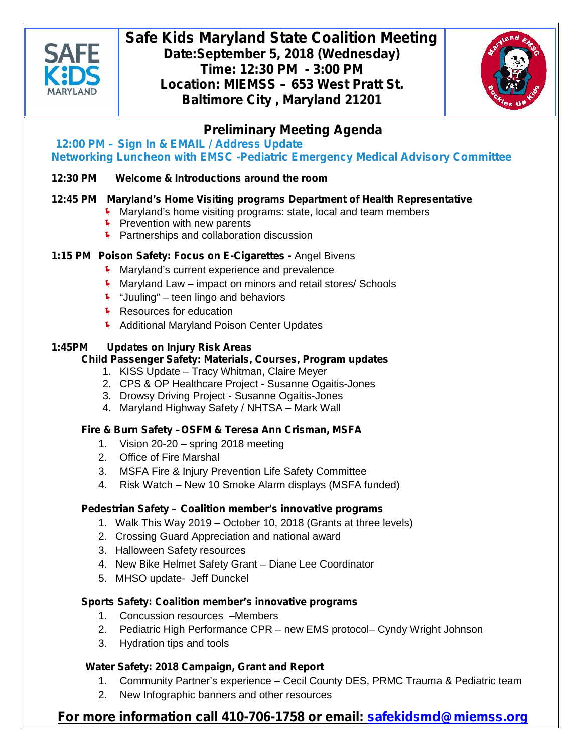# Safe Kids Maryland State Coalition Meeting

**Date:September 5, 2018 (Wednesday)**
**Time: 12:30 PM - 3:00 PM**
**Location: MIEMSS – 653 West Pratt St.**
**Baltimore City , Maryland 21201**

## Preliminary Meeting Agenda

**12:00 PM – Sign In & EMAIL / Address Update**
**Networking Luncheon with EMSC -Pediatric Emergency Medical Advisory Committee**

**12:30 PM Welcome & Introductions around the room**

**12:45 PM Maryland's Home Visiting programs Department of Health Representative**

- Maryland's home visiting programs: state, local and team members
- Prevention with new parents
- Partnerships and collaboration discussion

**1:15 PM Poison Safety: Focus on E-Cigarettes -** Angel Bivens

- Maryland's current experience and prevalence
- Maryland Law – impact on minors and retail stores/ Schools
- "Juuling" – teen lingo and behaviors
- Resources for education
- Additional Maryland Poison Center Updates

**1:45PM Updates on Injury Risk Areas**

**Child Passenger Safety: Materials, Courses, Program updates**

1. KISS Update – Tracy Whitman, Claire Meyer
2. CPS & OP Healthcare Project - Susanne Ogaitis-Jones
3. Drowsy Driving Project - Susanne Ogaitis-Jones
4. Maryland Highway Safety / NHTSA – Mark Wall

**Fire & Burn Safety –OSFM & Teresa Ann Crisman, MSFA**

1. Vision 20-20 – spring 2018 meeting
2. Office of Fire Marshal
3. MSFA Fire & Injury Prevention Life Safety Committee
4. Risk Watch – New 10 Smoke Alarm displays (MSFA funded)

**Pedestrian Safety – Coalition member's innovative programs**

1. Walk This Way 2019 – October 10, 2018 (Grants at three levels)
2. Crossing Guard Appreciation and national award
3. Halloween Safety resources
4. New Bike Helmet Safety Grant – Diane Lee Coordinator
5. MHSO update- Jeff Dunckel

**Sports Safety: Coalition member's innovative programs**

1. Concussion resources –Members
2. Pediatric High Performance CPR – new EMS protocol– Cyndy Wright Johnson
3. Hydration tips and tools

**Water Safety: 2018 Campaign, Grant and Report**

1. Community Partner's experience – Cecil County DES, PRMC Trauma & Pediatric team
2. New Infographic banners and other resources

**For more information call 410-706-1758 or email: safekidsmd@miemss.org**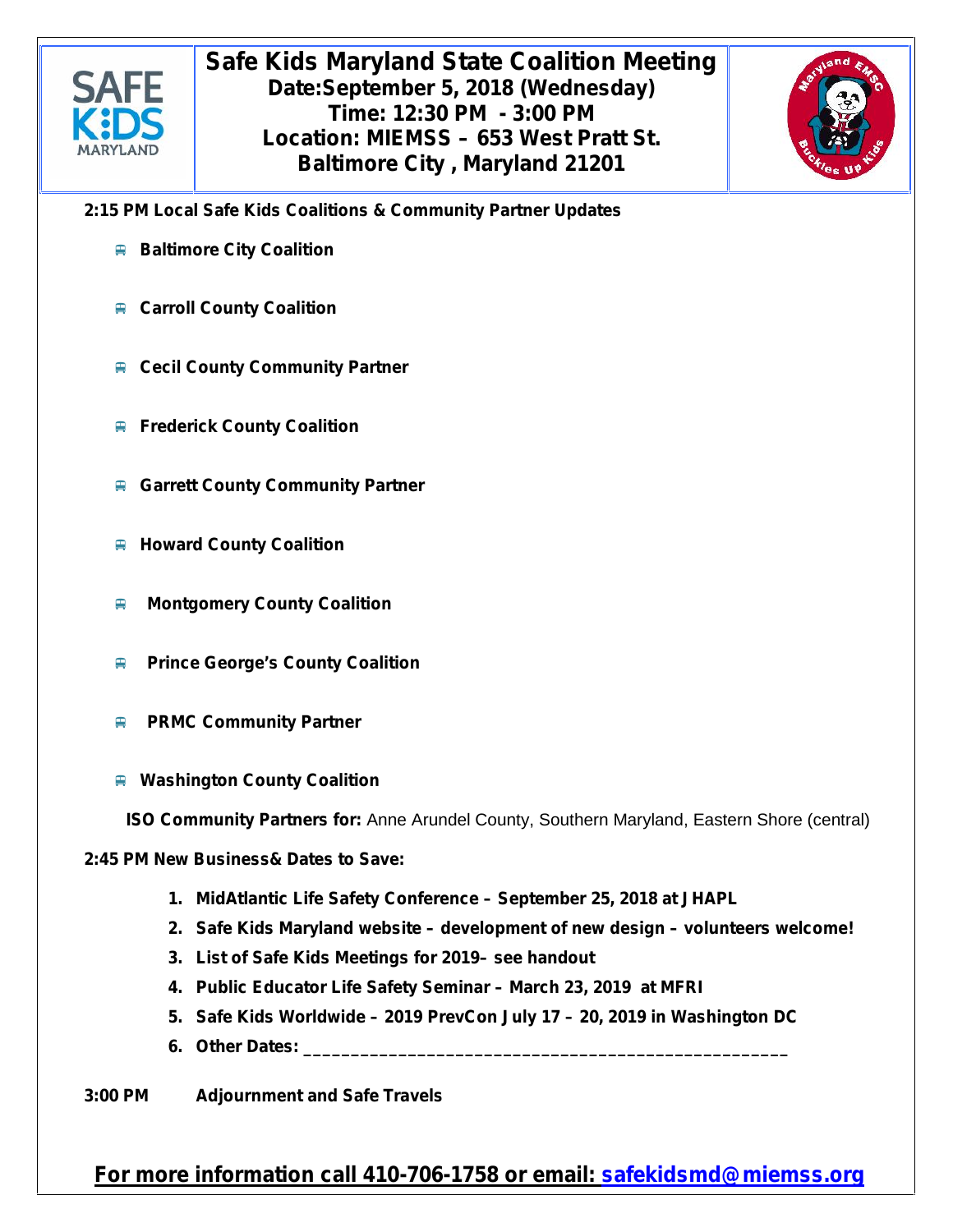# Safe Kids Maryland State Coalition Meeting

**Date:September 5, 2018 (Wednesday)**
**Time: 12:30 PM - 3:00 PM**
**Location: MIEMSS – 653 West Pratt St.**
**Baltimore City , Maryland 21201**

**2:15 PM Local Safe Kids Coalitions & Community Partner Updates**

- **Baltimore City Coalition**
- **Carroll County Coalition**
- **Cecil County Community Partner**
- **Frederick County Coalition**
- **Garrett County Community Partner**
- **Howard County Coalition**
- **Montgomery County Coalition**
- **Prince George's County Coalition**
- **PRMC Community Partner**
- **Washington County Coalition**

**ISO Community Partners for:** Anne Arundel County, Southern Maryland, Eastern Shore (central)

**2:45 PM New Business& Dates to Save:**

1. **MidAtlantic Life Safety Conference – September 25, 2018 at JHAPL**
2. **Safe Kids Maryland website – development of new design – volunteers welcome!**
3. **List of Safe Kids Meetings for 2019– see handout**
4. **Public Educator Life Safety Seminar – March 23, 2019 at MFRI**
5. **Safe Kids Worldwide – 2019 PrevCon July 17 – 20, 2019 in Washington DC**
6. **Other Dates: ___________________________________________________**

**3:00 PM Adjournment and Safe Travels**

**For more information call 410-706-1758 or email: safekidsmd@miemss.org**